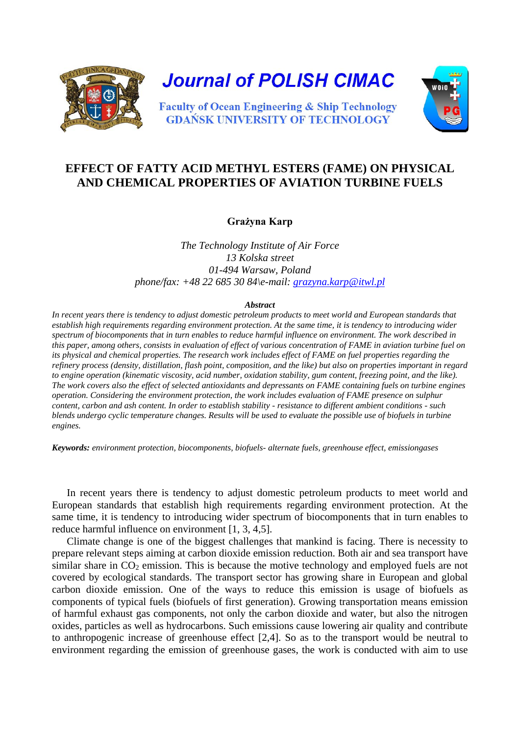Journal of POLISH CIMAC

Faculty of Ocean Engineering & Ship Technology
GDAŃSK UNIVERSITY OF TECHNOLOGY

# EFFECT OF FATTY ACID METHYL ESTERS (FAME) ON PHYSICAL AND CHEMICAL PROPERTIES OF AVIATION TURBINE FUELS

**Grażyna Karp**

*The Technology Institute of Air Force*
*13 Kolska street*
*01-494 Warsaw, Poland*
*phone/fax: +48 22 685 30 84\e-mail: grazyna.karp@itwl.pl*

***Abstract***

*In recent years there is tendency to adjust domestic petroleum products to meet world and European standards that establish high requirements regarding environment protection. At the same time, it is tendency to introducing wider spectrum of biocomponents that in turn enables to reduce harmful influence on environment. The work described in this paper, among others, consists in evaluation of effect of various concentration of FAME in aviation turbine fuel on its physical and chemical properties. The research work includes effect of FAME on fuel properties regarding the refinery process (density, distillation, flash point, composition, and the like) but also on properties important in regard to engine operation (kinematic viscosity, acid number, oxidation stability, gum content, freezing point, and the like). The work covers also the effect of selected antioxidants and depressants on FAME containing fuels on turbine engines operation. Considering the environment protection, the work includes evaluation of FAME presence on sulphur content, carbon and ash content. In order to establish stability - resistance to different ambient conditions - such blends undergo cyclic temperature changes. Results will be used to evaluate the possible use of biofuels in turbine engines.*

***Keywords:*** *environment protection, biocomponents, biofuels- alternate fuels, greenhouse effect, emissiongases*

In recent years there is tendency to adjust domestic petroleum products to meet world and European standards that establish high requirements regarding environment protection. At the same time, it is tendency to introducing wider spectrum of biocomponents that in turn enables to reduce harmful influence on environment [1, 3, 4,5].

Climate change is one of the biggest challenges that mankind is facing. There is necessity to prepare relevant steps aiming at carbon dioxide emission reduction. Both air and sea transport have similar share in $CO_2$ emission. This is because the motive technology and employed fuels are not covered by ecological standards. The transport sector has growing share in European and global carbon dioxide emission. One of the ways to reduce this emission is usage of biofuels as components of typical fuels (biofuels of first generation). Growing transportation means emission of harmful exhaust gas components, not only the carbon dioxide and water, but also the nitrogen oxides, particles as well as hydrocarbons. Such emissions cause lowering air quality and contribute to anthropogenic increase of greenhouse effect [2,4]. So as to the transport would be neutral to environment regarding the emission of greenhouse gases, the work is conducted with aim to use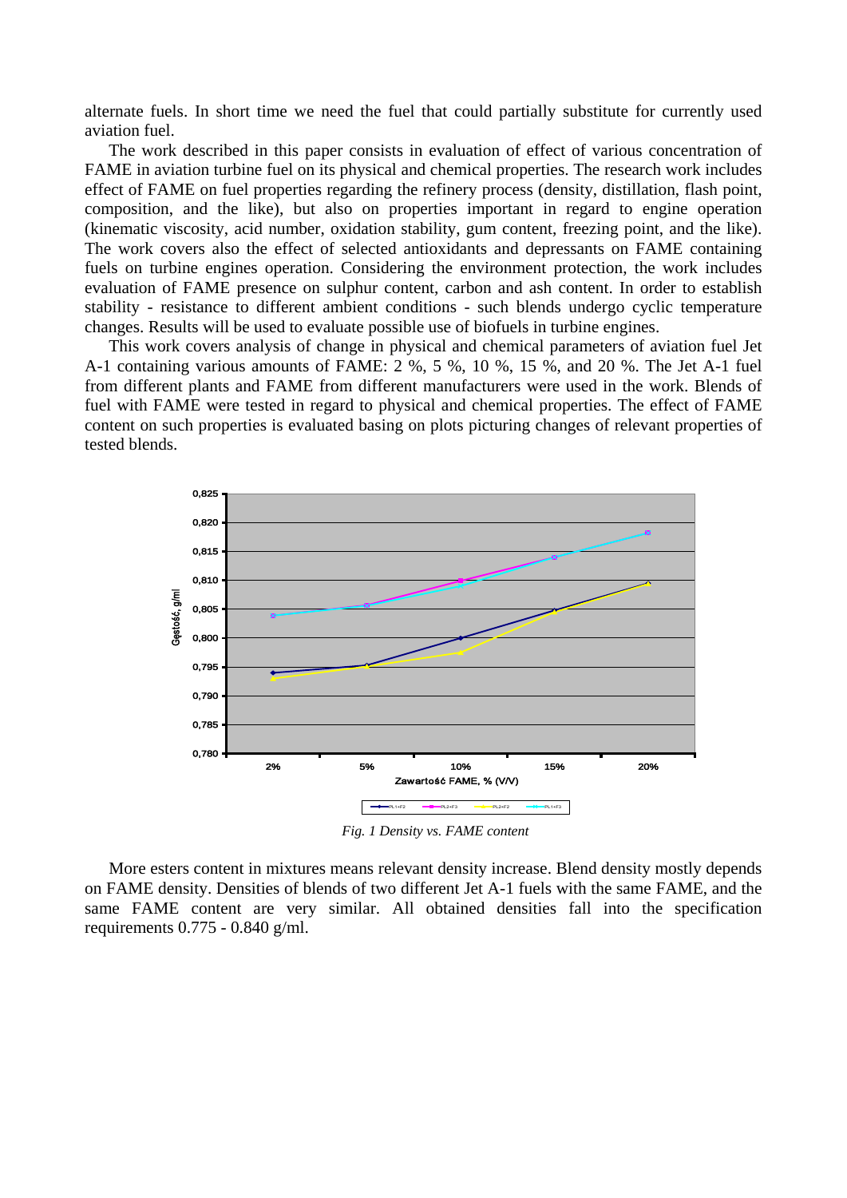alternate fuels. In short time we need the fuel that could partially substitute for currently used aviation fuel.

The work described in this paper consists in evaluation of effect of various concentration of FAME in aviation turbine fuel on its physical and chemical properties. The research work includes effect of FAME on fuel properties regarding the refinery process (density, distillation, flash point, composition, and the like), but also on properties important in regard to engine operation (kinematic viscosity, acid number, oxidation stability, gum content, freezing point, and the like). The work covers also the effect of selected antioxidants and depressants on FAME containing fuels on turbine engines operation. Considering the environment protection, the work includes evaluation of FAME presence on sulphur content, carbon and ash content. In order to establish stability - resistance to different ambient conditions - such blends undergo cyclic temperature changes. Results will be used to evaluate possible use of biofuels in turbine engines.

This work covers analysis of change in physical and chemical parameters of aviation fuel Jet A-1 containing various amounts of FAME: 2 %, 5 %, 10 %, 15 %, and 20 %. The Jet A-1 fuel from different plants and FAME from different manufacturers were used in the work. Blends of fuel with FAME were tested in regard to physical and chemical properties. The effect of FAME content on such properties is evaluated basing on plots picturing changes of relevant properties of tested blends.

*Fig. 1 Density vs. FAME content*

More esters content in mixtures means relevant density increase. Blend density mostly depends on FAME density. Densities of blends of two different Jet A-1 fuels with the same FAME, and the same FAME content are very similar. All obtained densities fall into the specification requirements 0.775 - 0.840 g/ml.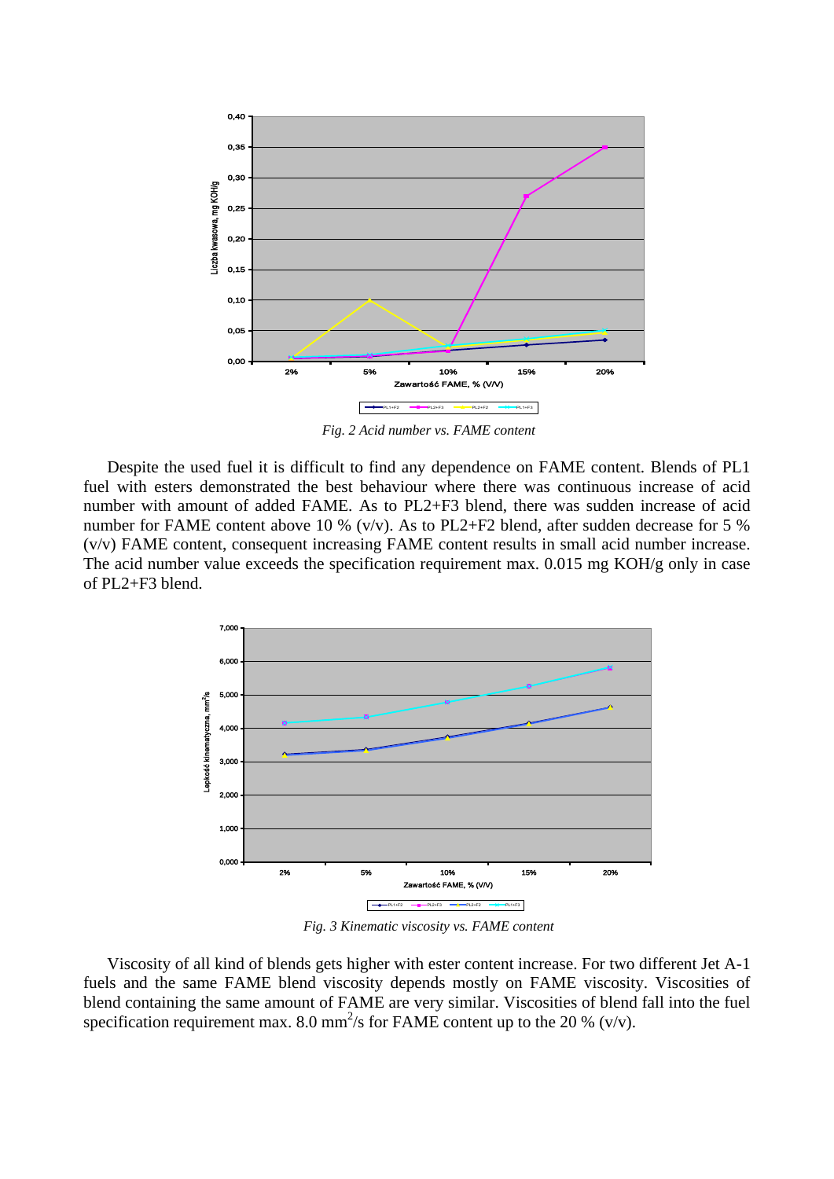*Fig. 2 Acid number vs. FAME content*

Despite the used fuel it is difficult to find any dependence on FAME content. Blends of PL1 fuel with esters demonstrated the best behaviour where there was continuous increase of acid number with amount of added FAME. As to PL2+F3 blend, there was sudden increase of acid number for FAME content above 10 % (v/v). As to PL2+F2 blend, after sudden decrease for 5 % (v/v) FAME content, consequent increasing FAME content results in small acid number increase. The acid number value exceeds the specification requirement max. 0.015 mg KOH/g only in case of PL2+F3 blend.

*Fig. 3 Kinematic viscosity vs. FAME content*

Viscosity of all kind of blends gets higher with ester content increase. For two different Jet A-1 fuels and the same FAME blend viscosity depends mostly on FAME viscosity. Viscosities of blend containing the same amount of FAME are very similar. Viscosities of blend fall into the fuel specification requirement max. 8.0 $mm^2/s$ for FAME content up to the 20 % (v/v).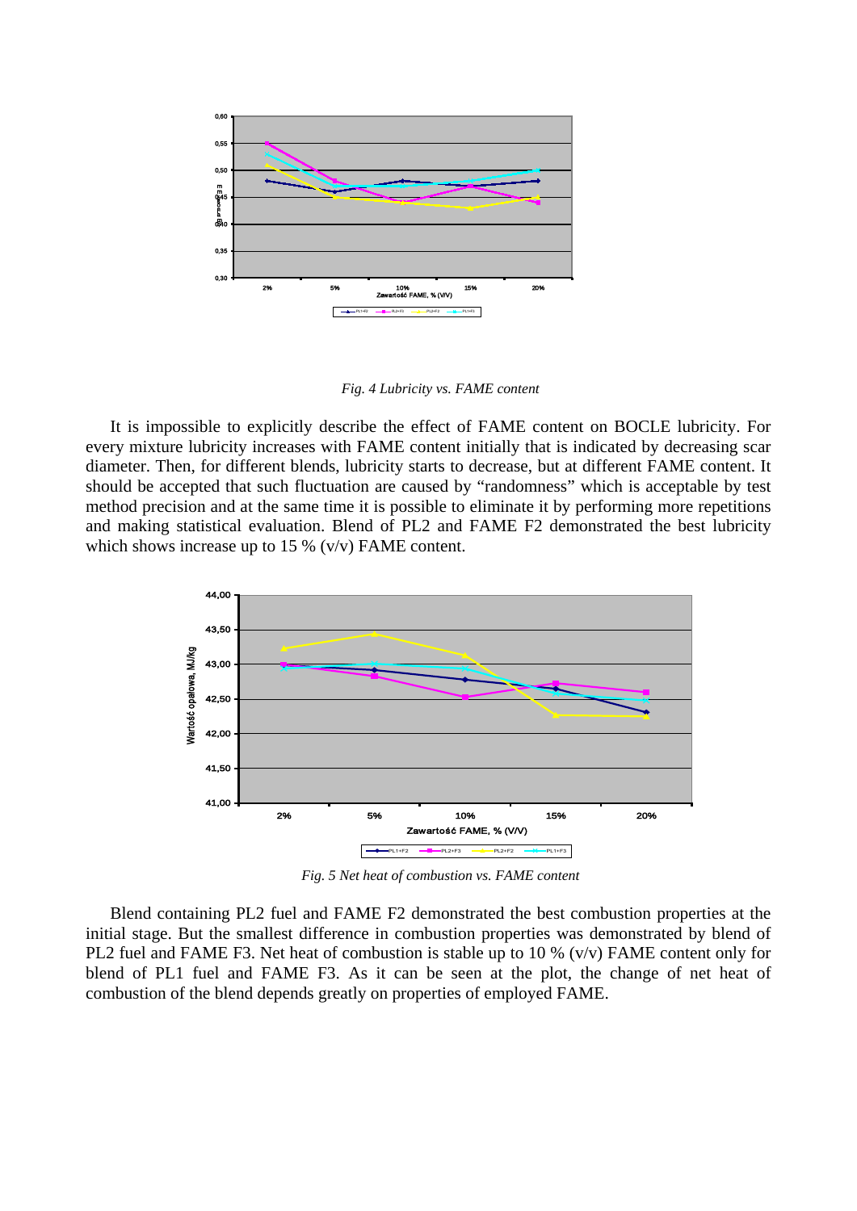*Fig. 4 Lubricity vs. FAME content*

It is impossible to explicitly describe the effect of FAME content on BOCLE lubricity. For every mixture lubricity increases with FAME content initially that is indicated by decreasing scar diameter. Then, for different blends, lubricity starts to decrease, but at different FAME content. It should be accepted that such fluctuation are caused by "randomness" which is acceptable by test method precision and at the same time it is possible to eliminate it by performing more repetitions and making statistical evaluation. Blend of PL2 and FAME F2 demonstrated the best lubricity which shows increase up to 15 % (v/v) FAME content.

*Fig. 5 Net heat of combustion vs. FAME content*

Blend containing PL2 fuel and FAME F2 demonstrated the best combustion properties at the initial stage. But the smallest difference in combustion properties was demonstrated by blend of PL2 fuel and FAME F3. Net heat of combustion is stable up to 10 % (v/v) FAME content only for blend of PL1 fuel and FAME F3. As it can be seen at the plot, the change of net heat of combustion of the blend depends greatly on properties of employed FAME.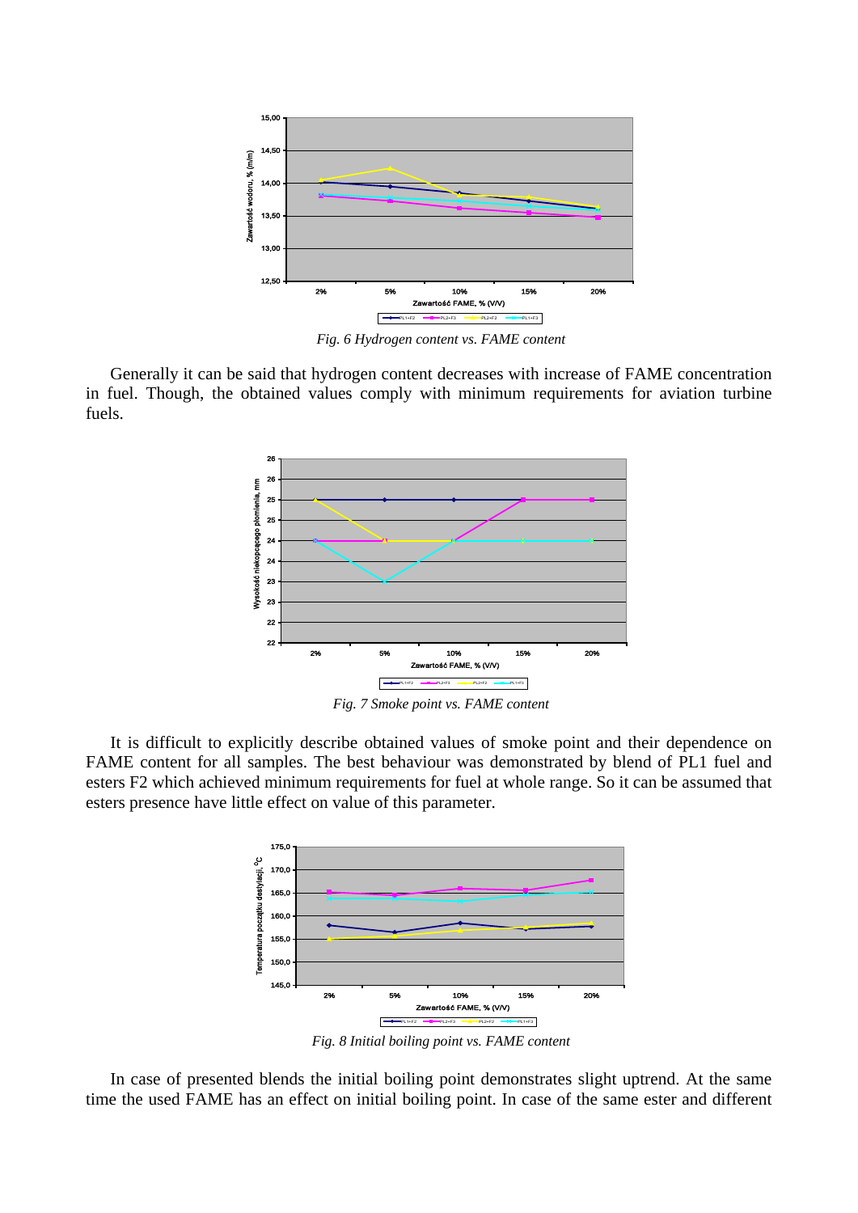*Fig. 6 Hydrogen content vs. FAME content*

Generally it can be said that hydrogen content decreases with increase of FAME concentration in fuel. Though, the obtained values comply with minimum requirements for aviation turbine fuels.

*Fig. 7 Smoke point vs. FAME content*

It is difficult to explicitly describe obtained values of smoke point and their dependence on FAME content for all samples. The best behaviour was demonstrated by blend of PL1 fuel and esters F2 which achieved minimum requirements for fuel at whole range. So it can be assumed that esters presence have little effect on value of this parameter.

*Fig. 8 Initial boiling point vs. FAME content*

In case of presented blends the initial boiling point demonstrates slight uptrend. At the same time the used FAME has an effect on initial boiling point. In case of the same ester and different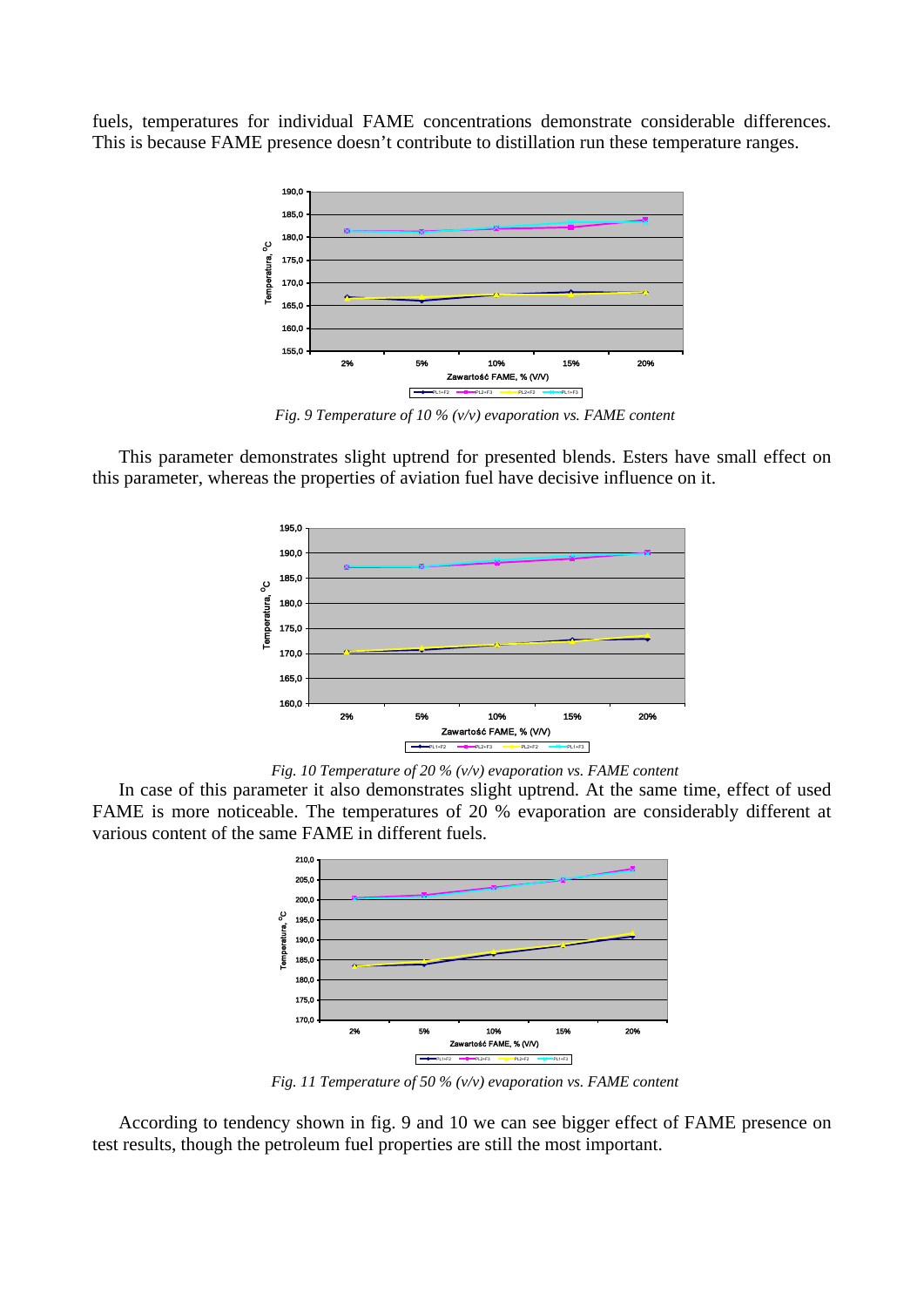fuels, temperatures for individual FAME concentrations demonstrate considerable differences. This is because FAME presence doesn't contribute to distillation run these temperature ranges.

*Fig. 9 Temperature of 10 % (v/v) evaporation vs. FAME content*

This parameter demonstrates slight uptrend for presented blends. Esters have small effect on this parameter, whereas the properties of aviation fuel have decisive influence on it.

*Fig. 10 Temperature of 20 % (v/v) evaporation vs. FAME content*

In case of this parameter it also demonstrates slight uptrend. At the same time, effect of used FAME is more noticeable. The temperatures of 20 % evaporation are considerably different at various content of the same FAME in different fuels.

*Fig. 11 Temperature of 50 % (v/v) evaporation vs. FAME content*

According to tendency shown in fig. 9 and 10 we can see bigger effect of FAME presence on test results, though the petroleum fuel properties are still the most important.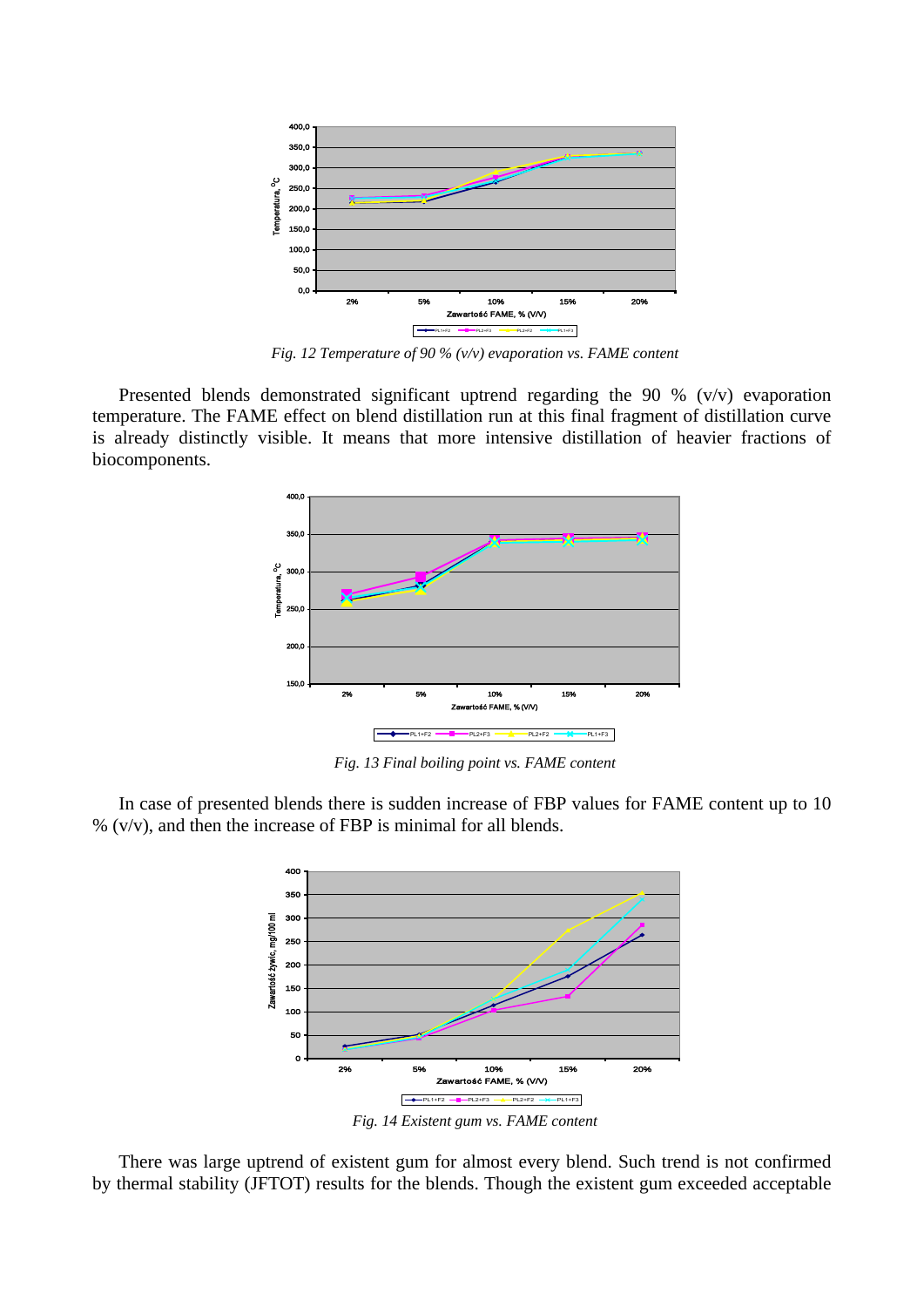*Fig. 12 Temperature of 90 % (v/v) evaporation vs. FAME content*

Presented blends demonstrated significant uptrend regarding the 90 % (v/v) evaporation temperature. The FAME effect on blend distillation run at this final fragment of distillation curve is already distinctly visible. It means that more intensive distillation of heavier fractions of biocomponents.

*Fig. 13 Final boiling point vs. FAME content*

In case of presented blends there is sudden increase of FBP values for FAME content up to 10 % (v/v), and then the increase of FBP is minimal for all blends.

*Fig. 14 Existent gum vs. FAME content*

There was large uptrend of existent gum for almost every blend. Such trend is not confirmed by thermal stability (JFTOT) results for the blends. Though the existent gum exceeded acceptable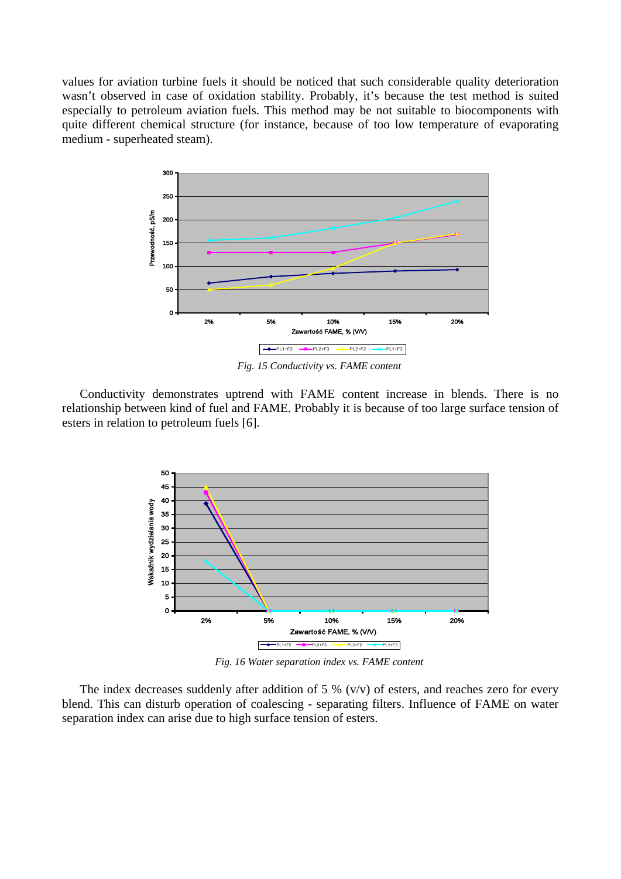values for aviation turbine fuels it should be noticed that such considerable quality deterioration wasn't observed in case of oxidation stability. Probably, it's because the test method is suited especially to petroleum aviation fuels. This method may be not suitable to biocomponents with quite different chemical structure (for instance, because of too low temperature of evaporating medium - superheated steam).

*Fig. 15 Conductivity vs. FAME content*

Conductivity demonstrates uptrend with FAME content increase in blends. There is no relationship between kind of fuel and FAME. Probably it is because of too large surface tension of esters in relation to petroleum fuels [6].

*Fig. 16 Water separation index vs. FAME content*

The index decreases suddenly after addition of 5 % (v/v) of esters, and reaches zero for every blend. This can disturb operation of coalescing - separating filters. Influence of FAME on water separation index can arise due to high surface tension of esters.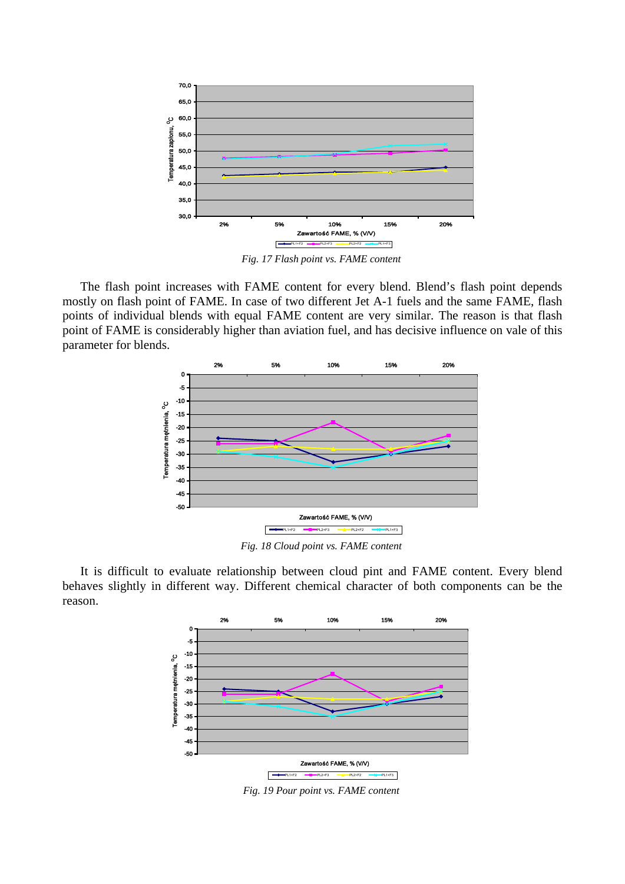*Fig. 17 Flash point vs. FAME content*

The flash point increases with FAME content for every blend. Blend's flash point depends mostly on flash point of FAME. In case of two different Jet A-1 fuels and the same FAME, flash points of individual blends with equal FAME content are very similar. The reason is that flash point of FAME is considerably higher than aviation fuel, and has decisive influence on vale of this parameter for blends.

*Fig. 18 Cloud point vs. FAME content*

It is difficult to evaluate relationship between cloud pint and FAME content. Every blend behaves slightly in different way. Different chemical character of both components can be the reason.

*Fig. 19 Pour point vs. FAME content*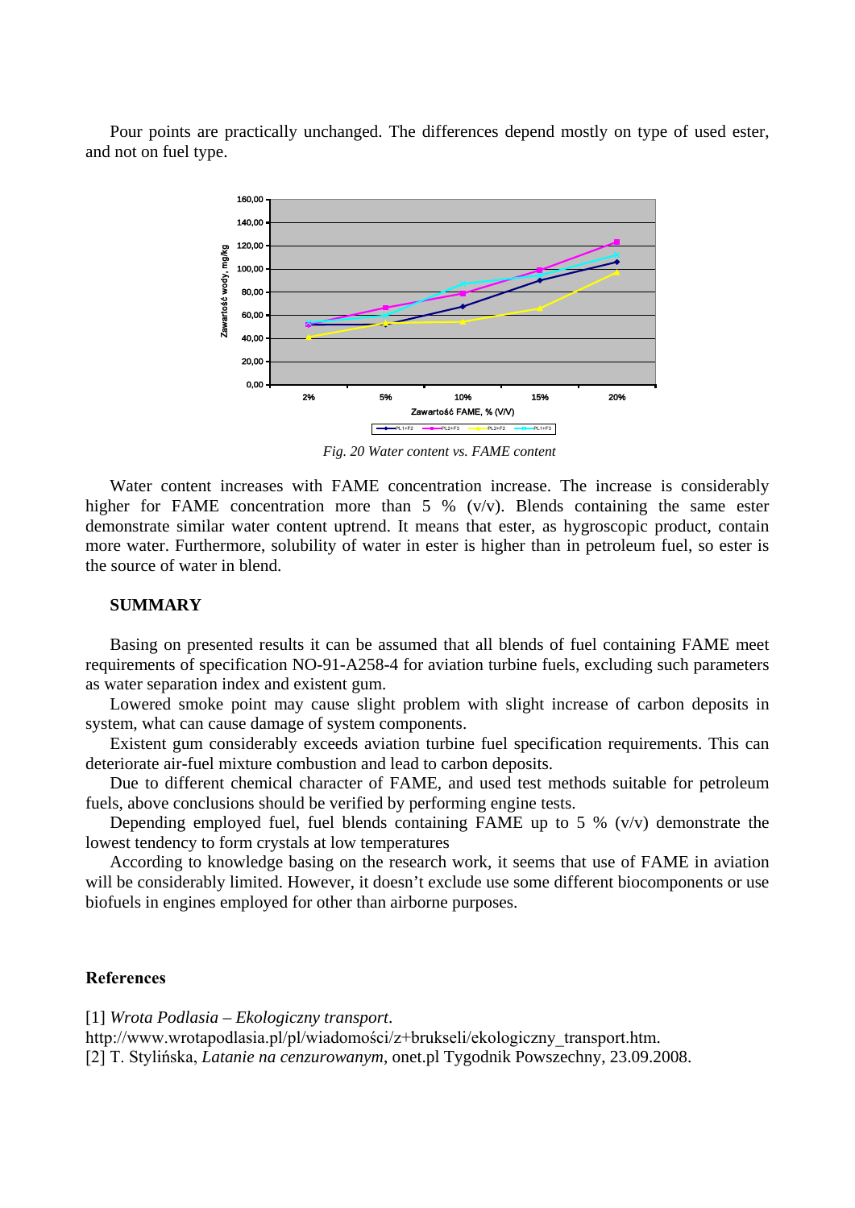Pour points are practically unchanged. The differences depend mostly on type of used ester, and not on fuel type.

*Fig. 20 Water content vs. FAME content*

Water content increases with FAME concentration increase. The increase is considerably higher for FAME concentration more than 5 % (v/v). Blends containing the same ester demonstrate similar water content uptrend. It means that ester, as hygroscopic product, contain more water. Furthermore, solubility of water in ester is higher than in petroleum fuel, so ester is the source of water in blend.

## SUMMARY

Basing on presented results it can be assumed that all blends of fuel containing FAME meet requirements of specification NO-91-A258-4 for aviation turbine fuels, excluding such parameters as water separation index and existent gum.

Lowered smoke point may cause slight problem with slight increase of carbon deposits in system, what can cause damage of system components.

Existent gum considerably exceeds aviation turbine fuel specification requirements. This can deteriorate air-fuel mixture combustion and lead to carbon deposits.

Due to different chemical character of FAME, and used test methods suitable for petroleum fuels, above conclusions should be verified by performing engine tests.

Depending employed fuel, fuel blends containing FAME up to 5 % (v/v) demonstrate the lowest tendency to form crystals at low temperatures

According to knowledge basing on the research work, it seems that use of FAME in aviation will be considerably limited. However, it doesn't exclude use some different biocomponents or use biofuels in engines employed for other than airborne purposes.

## References

[1] *Wrota Podlasia – Ekologiczny transport*. http://www.wrotapodlasia.pl/pl/wiadomości/z+brukseli/ekologiczny_transport.htm.
[2] T. Stylińska, *Latanie na cenzurowanym*, onet.pl Tygodnik Powszechny, 23.09.2008.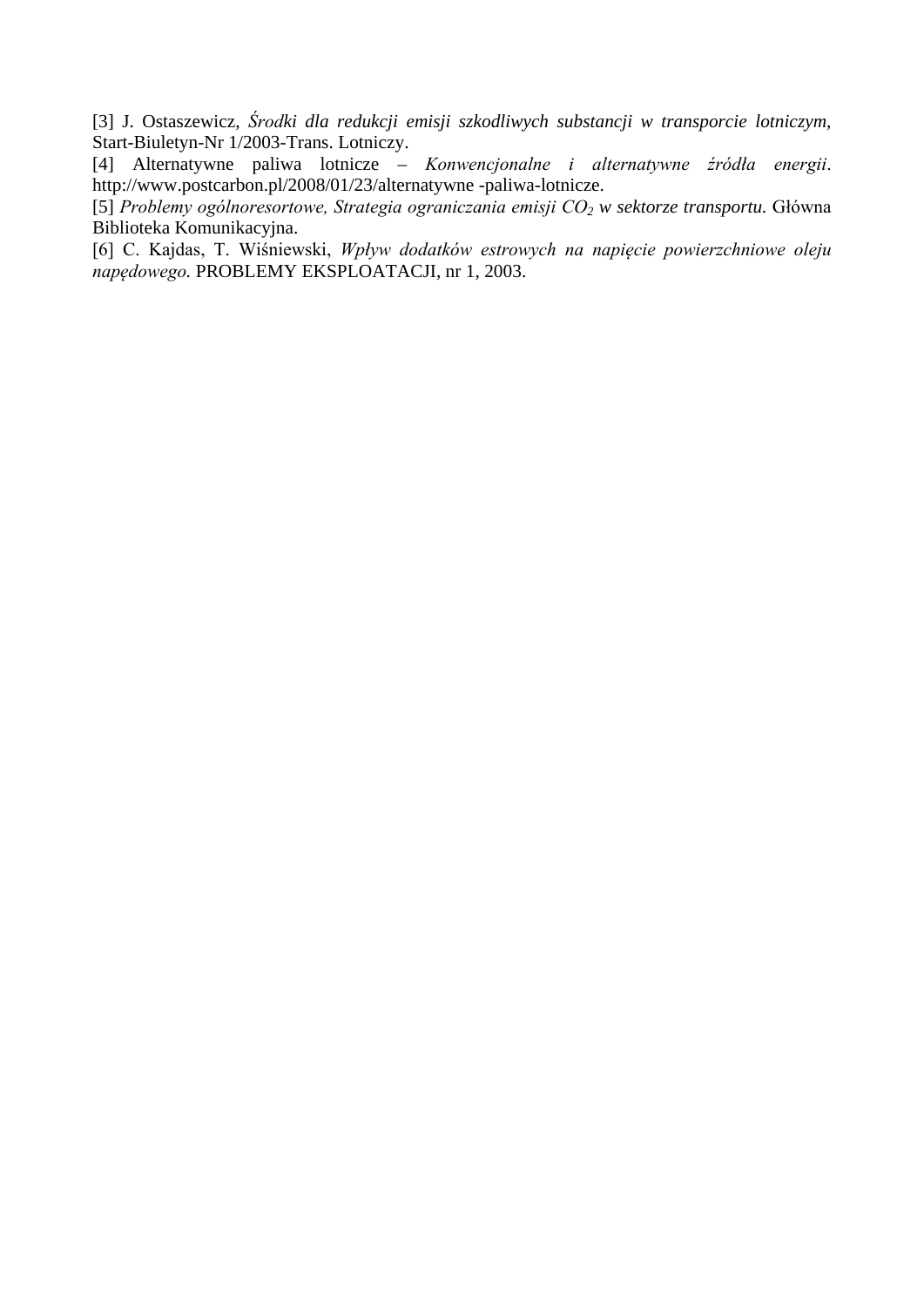[3] J. Ostaszewicz, *Środki dla redukcji emisji szkodliwych substancji w transporcie lotniczym*, Start-Biuletyn-Nr 1/2003-Trans. Lotniczy.

[4] Alternatywne paliwa lotnicze – *Konwencjonalne i alternatywne źródła energii*. http://www.postcarbon.pl/2008/01/23/alternatywne -paliwa-lotnicze.

[5] *Problemy ogólnoresortowe, Strategia ograniczania emisji $CO_2$ w sektorze transportu.* Główna Biblioteka Komunikacyjna.

[6] C. Kajdas, T. Wiśniewski, *Wpływ dodatków estrowych na napięcie powierzchniowe oleju napędowego.* PROBLEMY EKSPLOATACJI, nr 1, 2003.